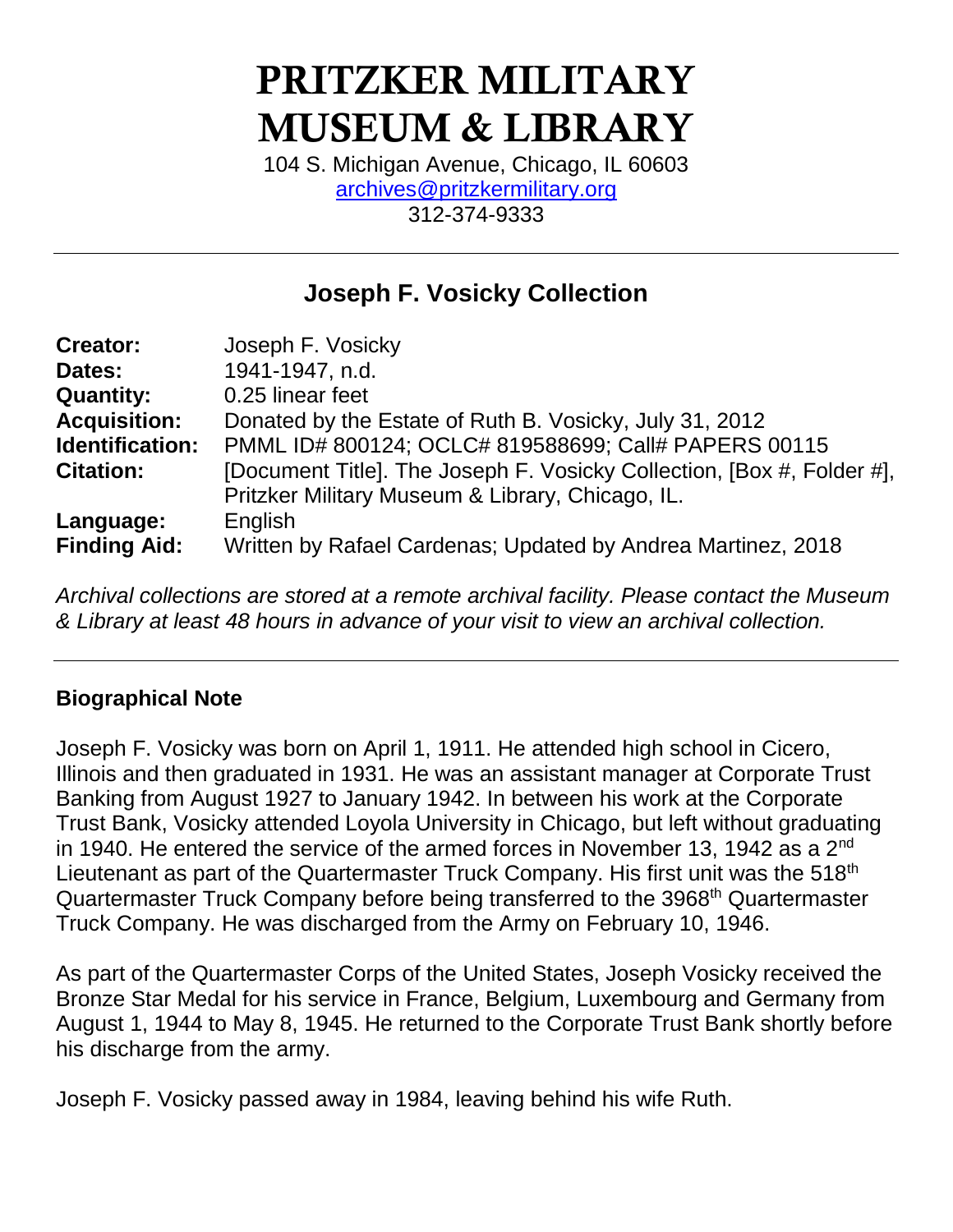# PRITZKER MILITARY MUSEUM & LIBRARY

104 S. Michigan Avenue, Chicago, IL 60603
archives@pritzkermilitary.org
312-374-9333

---

## Joseph F. Vosicky Collection

| | |
|---|---|
| **Creator:** | Joseph F. Vosicky |
| **Dates:** | 1941-1947, n.d. |
| **Quantity:** | 0.25 linear feet |
| **Acquisition:** | Donated by the Estate of Ruth B. Vosicky, July 31, 2012 |
| **Identification:** | PMML ID# 800124; OCLC# 819588699; Call# PAPERS 00115 |
| **Citation:** | [Document Title]. The Joseph F. Vosicky Collection, [Box #, Folder #], Pritzker Military Museum & Library, Chicago, IL. |
| **Language:** | English |
| **Finding Aid:** | Written by Rafael Cardenas; Updated by Andrea Martinez, 2018 |

*Archival collections are stored at a remote archival facility. Please contact the Museum & Library at least 48 hours in advance of your visit to view an archival collection.*

---

### Biographical Note

Joseph F. Vosicky was born on April 1, 1911. He attended high school in Cicero, Illinois and then graduated in 1931. He was an assistant manager at Corporate Trust Banking from August 1927 to January 1942. In between his work at the Corporate Trust Bank, Vosicky attended Loyola University in Chicago, but left without graduating in 1940. He entered the service of the armed forces in November 13, 1942 as a 2nd Lieutenant as part of the Quartermaster Truck Company. His first unit was the 518th Quartermaster Truck Company before being transferred to the 3968th Quartermaster Truck Company. He was discharged from the Army on February 10, 1946.

As part of the Quartermaster Corps of the United States, Joseph Vosicky received the Bronze Star Medal for his service in France, Belgium, Luxembourg and Germany from August 1, 1944 to May 8, 1945. He returned to the Corporate Trust Bank shortly before his discharge from the army.

Joseph F. Vosicky passed away in 1984, leaving behind his wife Ruth.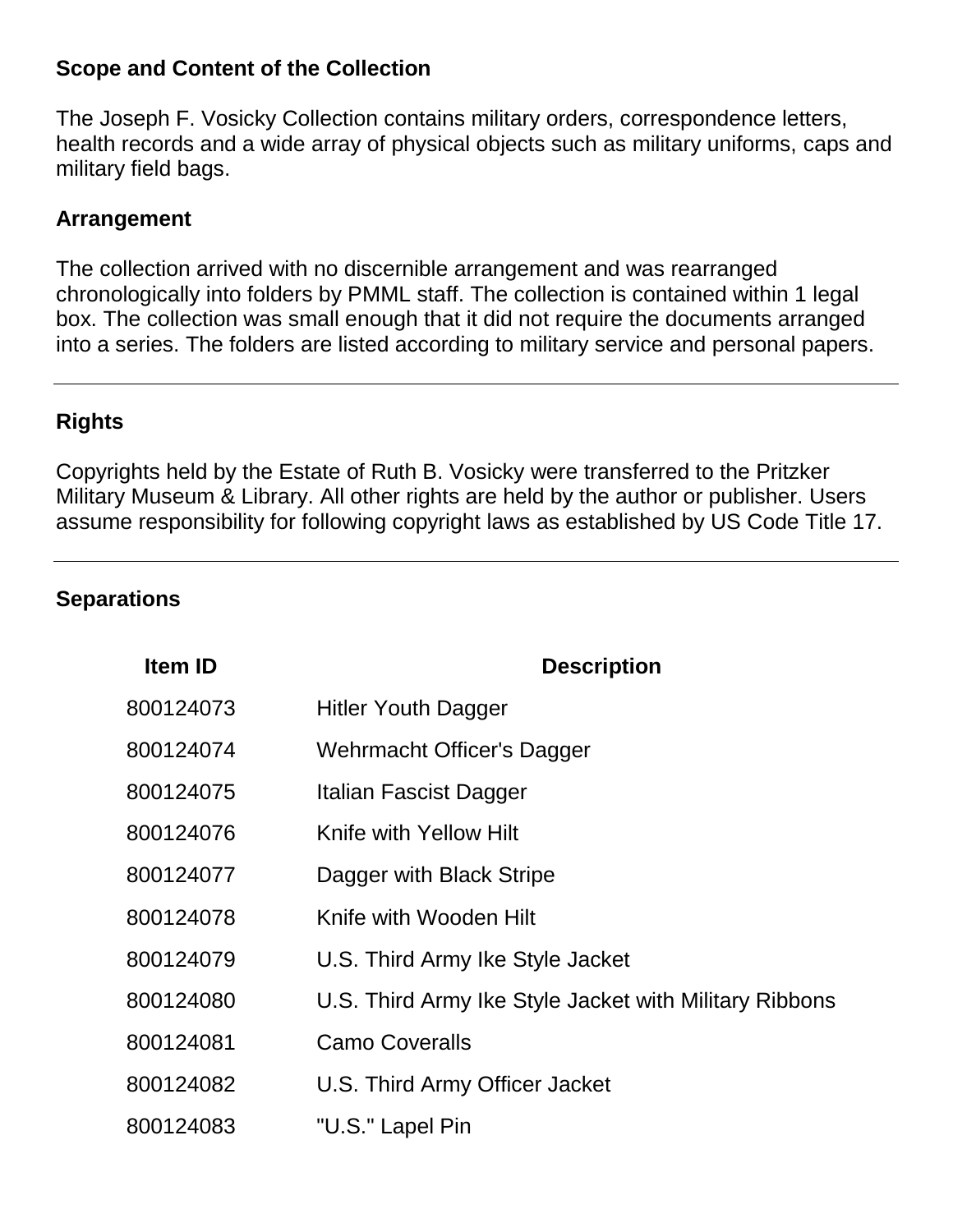## Scope and Content of the Collection

The Joseph F. Vosicky Collection contains military orders, correspondence letters, health records and a wide array of physical objects such as military uniforms, caps and military field bags.

## Arrangement

The collection arrived with no discernible arrangement and was rearranged chronologically into folders by PMML staff. The collection is contained within 1 legal box. The collection was small enough that it did not require the documents arranged into a series. The folders are listed according to military service and personal papers.

---

## Rights

Copyrights held by the Estate of Ruth B. Vosicky were transferred to the Pritzker Military Museum & Library. All other rights are held by the author or publisher. Users assume responsibility for following copyright laws as established by US Code Title 17.

---

## Separations

| Item ID | Description |
|---|---|
| 800124073 | Hitler Youth Dagger |
| 800124074 | Wehrmacht Officer's Dagger |
| 800124075 | Italian Fascist Dagger |
| 800124076 | Knife with Yellow Hilt |
| 800124077 | Dagger with Black Stripe |
| 800124078 | Knife with Wooden Hilt |
| 800124079 | U.S. Third Army Ike Style Jacket |
| 800124080 | U.S. Third Army Ike Style Jacket with Military Ribbons |
| 800124081 | Camo Coveralls |
| 800124082 | U.S. Third Army Officer Jacket |
| 800124083 | "U.S." Lapel Pin |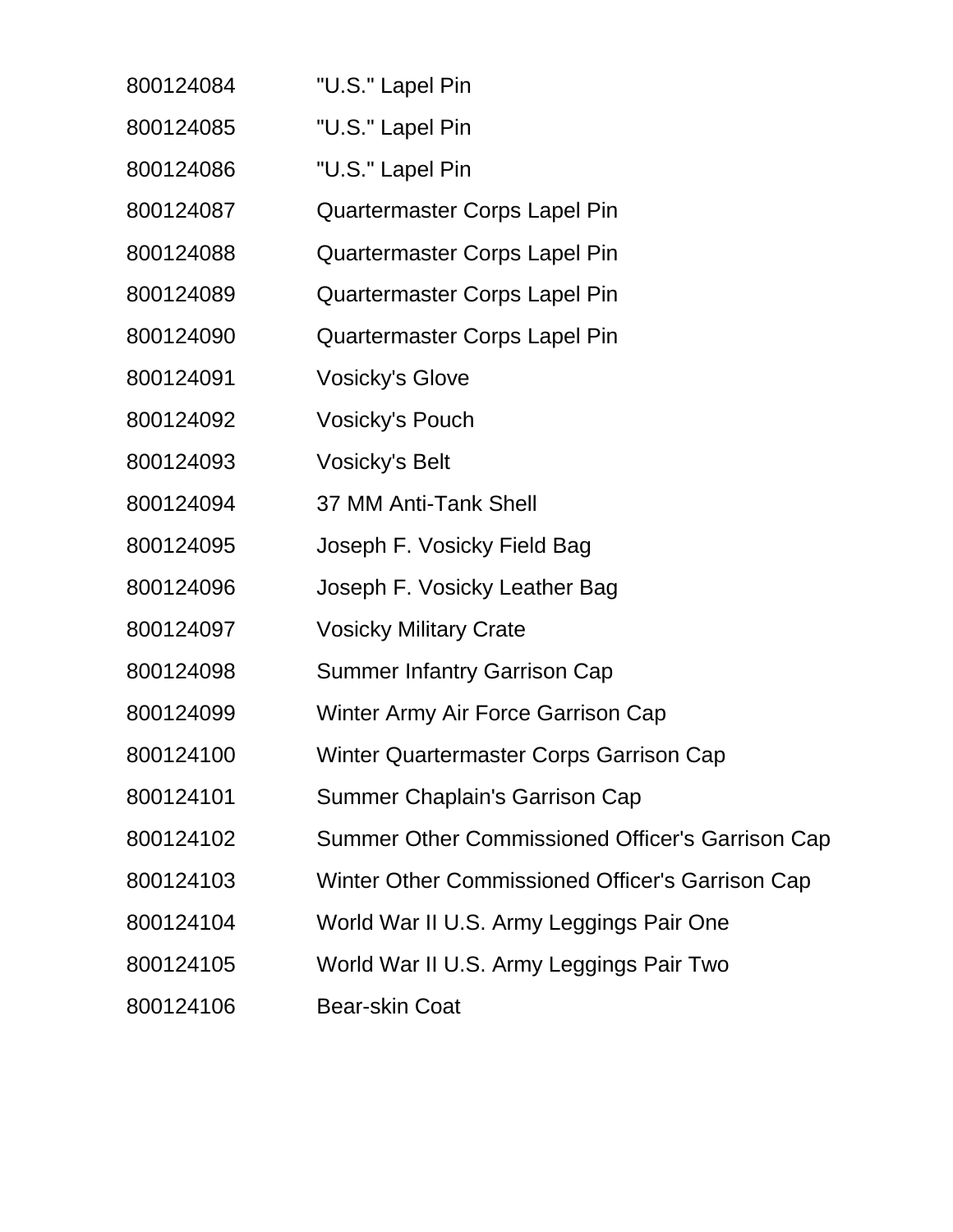| | |
|---|---|
| 800124084 | "U.S." Lapel Pin |
| 800124085 | "U.S." Lapel Pin |
| 800124086 | "U.S." Lapel Pin |
| 800124087 | Quartermaster Corps Lapel Pin |
| 800124088 | Quartermaster Corps Lapel Pin |
| 800124089 | Quartermaster Corps Lapel Pin |
| 800124090 | Quartermaster Corps Lapel Pin |
| 800124091 | Vosicky's Glove |
| 800124092 | Vosicky's Pouch |
| 800124093 | Vosicky's Belt |
| 800124094 | 37 MM Anti-Tank Shell |
| 800124095 | Joseph F. Vosicky Field Bag |
| 800124096 | Joseph F. Vosicky Leather Bag |
| 800124097 | Vosicky Military Crate |
| 800124098 | Summer Infantry Garrison Cap |
| 800124099 | Winter Army Air Force Garrison Cap |
| 800124100 | Winter Quartermaster Corps Garrison Cap |
| 800124101 | Summer Chaplain's Garrison Cap |
| 800124102 | Summer Other Commissioned Officer's Garrison Cap |
| 800124103 | Winter Other Commissioned Officer's Garrison Cap |
| 800124104 | World War II U.S. Army Leggings Pair One |
| 800124105 | World War II U.S. Army Leggings Pair Two |
| 800124106 | Bear-skin Coat |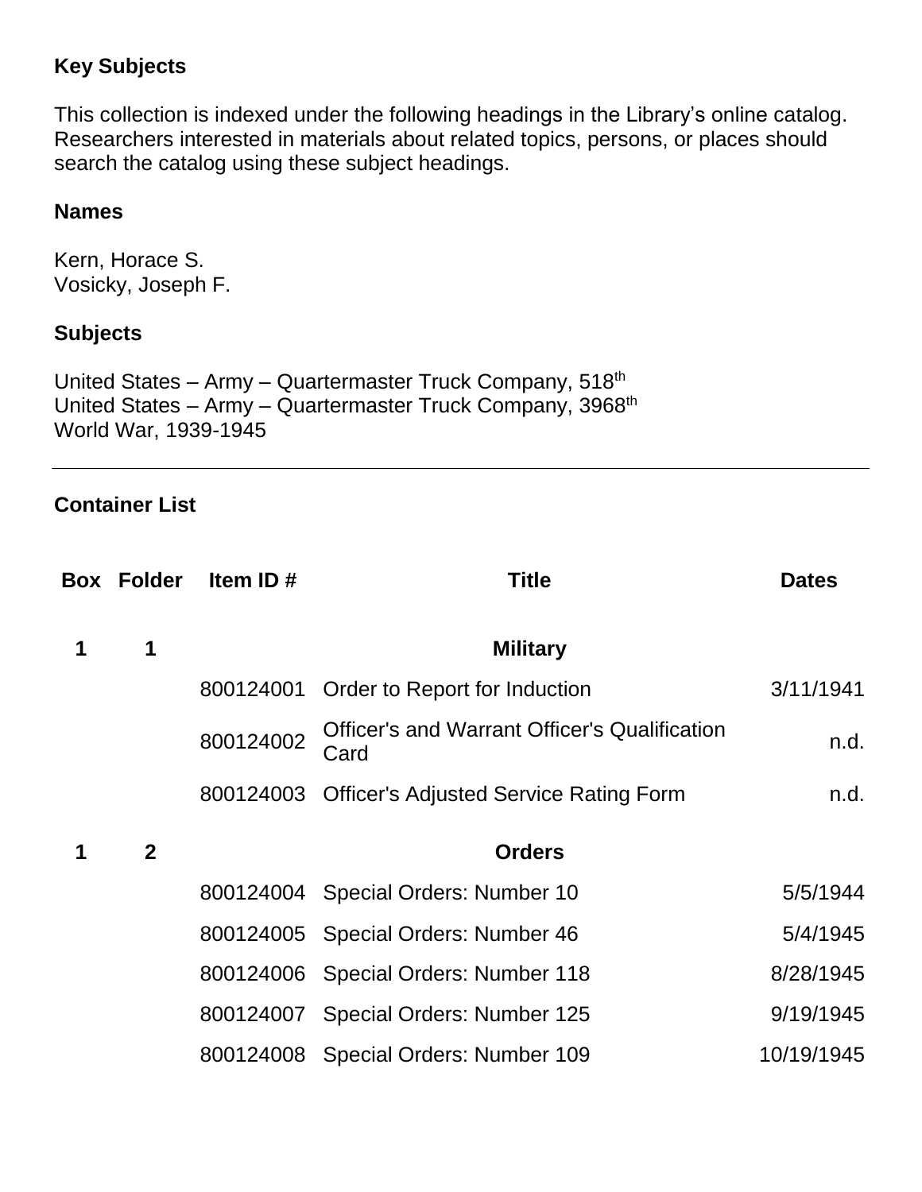## Key Subjects

This collection is indexed under the following headings in the Library's online catalog. Researchers interested in materials about related topics, persons, or places should search the catalog using these subject headings.

### Names

Kern, Horace S.
Vosicky, Joseph F.

### Subjects

United States – Army – Quartermaster Truck Company, 518th
United States – Army – Quartermaster Truck Company, 3968th
World War, 1939-1945

---

## Container List

| Box | Folder | Item ID # | Title | Dates |
|---|---|---|---|---|
| 1 | 1 | | **Military** | |
| | | 800124001 | Order to Report for Induction | 3/11/1941 |
| | | 800124002 | Officer's and Warrant Officer's Qualification Card | n.d. |
| | | 800124003 | Officer's Adjusted Service Rating Form | n.d. |
| 1 | 2 | | **Orders** | |
| | | 800124004 | Special Orders: Number 10 | 5/5/1944 |
| | | 800124005 | Special Orders: Number 46 | 5/4/1945 |
| | | 800124006 | Special Orders: Number 118 | 8/28/1945 |
| | | 800124007 | Special Orders: Number 125 | 9/19/1945 |
| | | 800124008 | Special Orders: Number 109 | 10/19/1945 |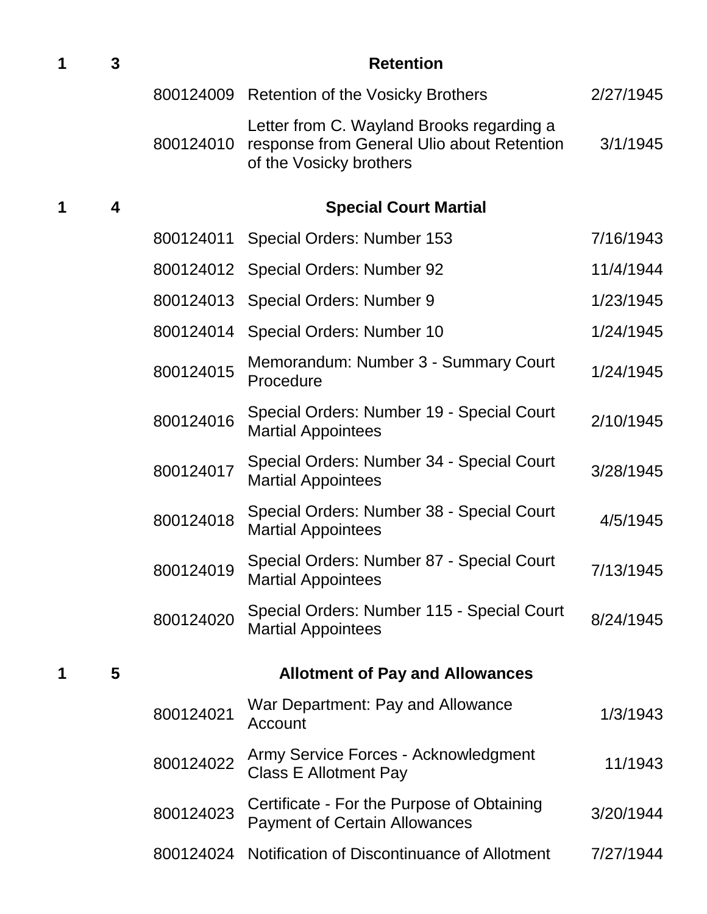| | | | | |
|---|---|---|---|---|
| **1** | **3** | | **Retention** | |
| | | 800124009 | Retention of the Vosicky Brothers | 2/27/1945 |
| | | 800124010 | Letter from C. Wayland Brooks regarding a response from General Ulio about Retention of the Vosicky brothers | 3/1/1945 |
| **1** | **4** | | **Special Court Martial** | |
| | | 800124011 | Special Orders: Number 153 | 7/16/1943 |
| | | 800124012 | Special Orders: Number 92 | 11/4/1944 |
| | | 800124013 | Special Orders: Number 9 | 1/23/1945 |
| | | 800124014 | Special Orders: Number 10 | 1/24/1945 |
| | | 800124015 | Memorandum: Number 3 - Summary Court Procedure | 1/24/1945 |
| | | 800124016 | Special Orders: Number 19 - Special Court Martial Appointees | 2/10/1945 |
| | | 800124017 | Special Orders: Number 34 - Special Court Martial Appointees | 3/28/1945 |
| | | 800124018 | Special Orders: Number 38 - Special Court Martial Appointees | 4/5/1945 |
| | | 800124019 | Special Orders: Number 87 - Special Court Martial Appointees | 7/13/1945 |
| | | 800124020 | Special Orders: Number 115 - Special Court Martial Appointees | 8/24/1945 |
| **1** | **5** | | **Allotment of Pay and Allowances** | |
| | | 800124021 | War Department: Pay and Allowance Account | 1/3/1943 |
| | | 800124022 | Army Service Forces - Acknowledgment Class E Allotment Pay | 11/1943 |
| | | 800124023 | Certificate - For the Purpose of Obtaining Payment of Certain Allowances | 3/20/1944 |
| | | 800124024 | Notification of Discontinuance of Allotment | 7/27/1944 |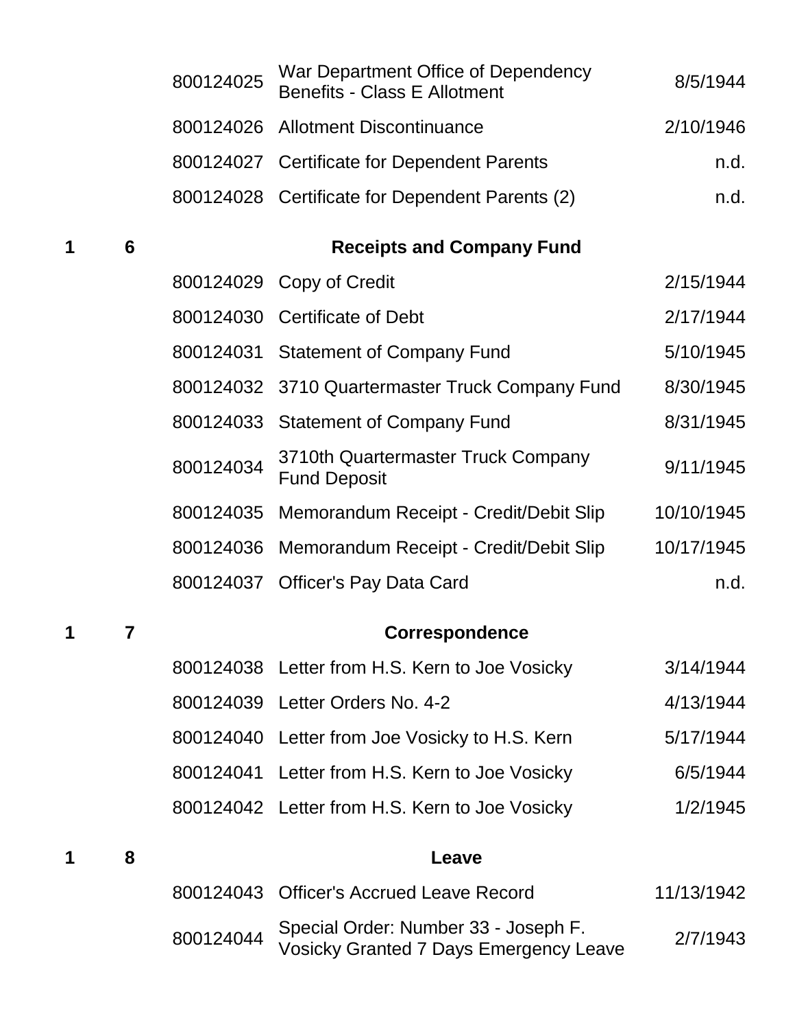| Box | Folder | Item ID | Description | Date |
|---|---|---|---|---|
| | | 800124025 | War Department Office of Dependency Benefits - Class E Allotment | 8/5/1944 |
| | | 800124026 | Allotment Discontinuance | 2/10/1946 |
| | | 800124027 | Certificate for Dependent Parents | n.d. |
| | | 800124028 | Certificate for Dependent Parents (2) | n.d. |
| **1** | **6** | | **Receipts and Company Fund** | |
| | | 800124029 | Copy of Credit | 2/15/1944 |
| | | 800124030 | Certificate of Debt | 2/17/1944 |
| | | 800124031 | Statement of Company Fund | 5/10/1945 |
| | | 800124032 | 3710 Quartermaster Truck Company Fund | 8/30/1945 |
| | | 800124033 | Statement of Company Fund | 8/31/1945 |
| | | 800124034 | 3710th Quartermaster Truck Company Fund Deposit | 9/11/1945 |
| | | 800124035 | Memorandum Receipt - Credit/Debit Slip | 10/10/1945 |
| | | 800124036 | Memorandum Receipt - Credit/Debit Slip | 10/17/1945 |
| | | 800124037 | Officer's Pay Data Card | n.d. |
| **1** | **7** | | **Correspondence** | |
| | | 800124038 | Letter from H.S. Kern to Joe Vosicky | 3/14/1944 |
| | | 800124039 | Letter Orders No. 4-2 | 4/13/1944 |
| | | 800124040 | Letter from Joe Vosicky to H.S. Kern | 5/17/1944 |
| | | 800124041 | Letter from H.S. Kern to Joe Vosicky | 6/5/1944 |
| | | 800124042 | Letter from H.S. Kern to Joe Vosicky | 1/2/1945 |
| **1** | **8** | | **Leave** | |
| | | 800124043 | Officer's Accrued Leave Record | 11/13/1942 |
| | | 800124044 | Special Order: Number 33 - Joseph F. Vosicky Granted 7 Days Emergency Leave | 2/7/1943 |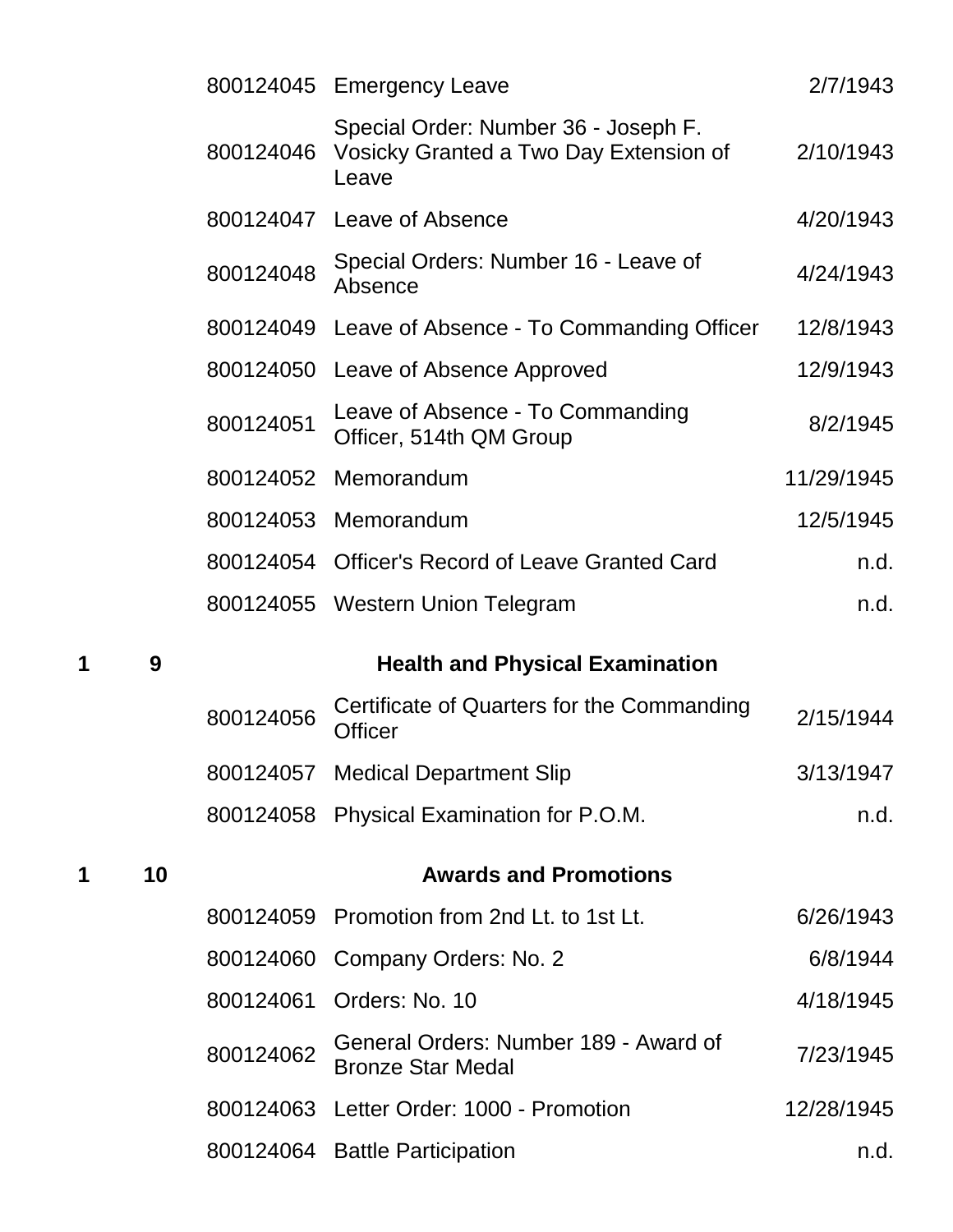| Box | Folder | ID | Title | Date |
|---|---|---|---|---|
| | | 800124045 | Emergency Leave | 2/7/1943 |
| | | 800124046 | Special Order: Number 36 - Joseph F. Vosicky Granted a Two Day Extension of Leave | 2/10/1943 |
| | | 800124047 | Leave of Absence | 4/20/1943 |
| | | 800124048 | Special Orders: Number 16 - Leave of Absence | 4/24/1943 |
| | | 800124049 | Leave of Absence - To Commanding Officer | 12/8/1943 |
| | | 800124050 | Leave of Absence Approved | 12/9/1943 |
| | | 800124051 | Leave of Absence - To Commanding Officer, 514th QM Group | 8/2/1945 |
| | | 800124052 | Memorandum | 11/29/1945 |
| | | 800124053 | Memorandum | 12/5/1945 |
| | | 800124054 | Officer's Record of Leave Granted Card | n.d. |
| | | 800124055 | Western Union Telegram | n.d. |
| **1** | **9** | | **Health and Physical Examination** | |
| | | 800124056 | Certificate of Quarters for the Commanding Officer | 2/15/1944 |
| | | 800124057 | Medical Department Slip | 3/13/1947 |
| | | 800124058 | Physical Examination for P.O.M. | n.d. |
| **1** | **10** | | **Awards and Promotions** | |
| | | 800124059 | Promotion from 2nd Lt. to 1st Lt. | 6/26/1943 |
| | | 800124060 | Company Orders: No. 2 | 6/8/1944 |
| | | 800124061 | Orders: No. 10 | 4/18/1945 |
| | | 800124062 | General Orders: Number 189 - Award of Bronze Star Medal | 7/23/1945 |
| | | 800124063 | Letter Order: 1000 - Promotion | 12/28/1945 |
| | | 800124064 | Battle Participation | n.d. |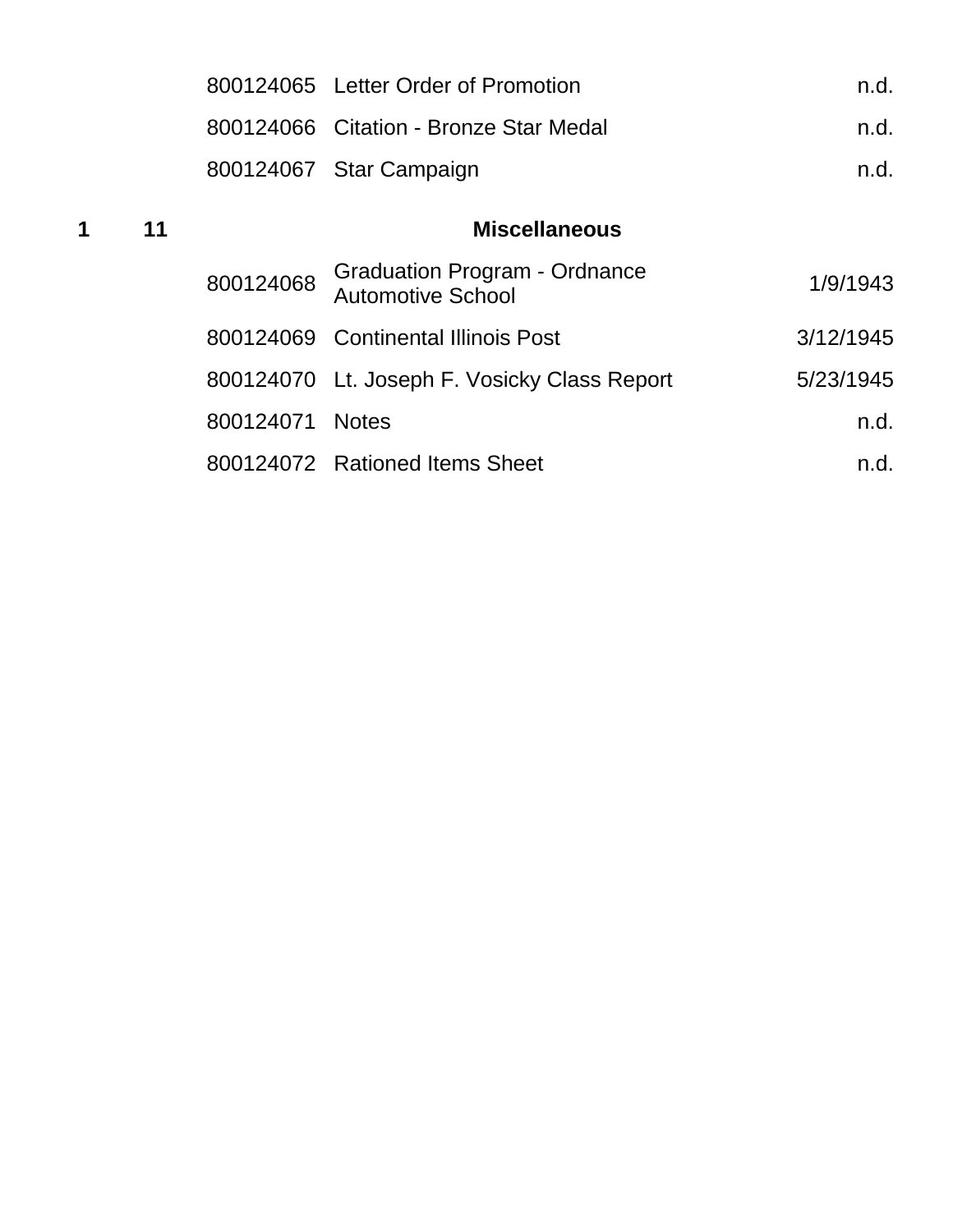| | | | | |
|---|---|---|---|---|
| | | 800124065 | Letter Order of Promotion | n.d. |
| | | 800124066 | Citation - Bronze Star Medal | n.d. |
| | | 800124067 | Star Campaign | n.d. |
| **1** | **11** | | **Miscellaneous** | |
| | | 800124068 | Graduation Program - Ordnance Automotive School | 1/9/1943 |
| | | 800124069 | Continental Illinois Post | 3/12/1945 |
| | | 800124070 | Lt. Joseph F. Vosicky Class Report | 5/23/1945 |
| | | 800124071 | Notes | n.d. |
| | | 800124072 | Rationed Items Sheet | n.d. |